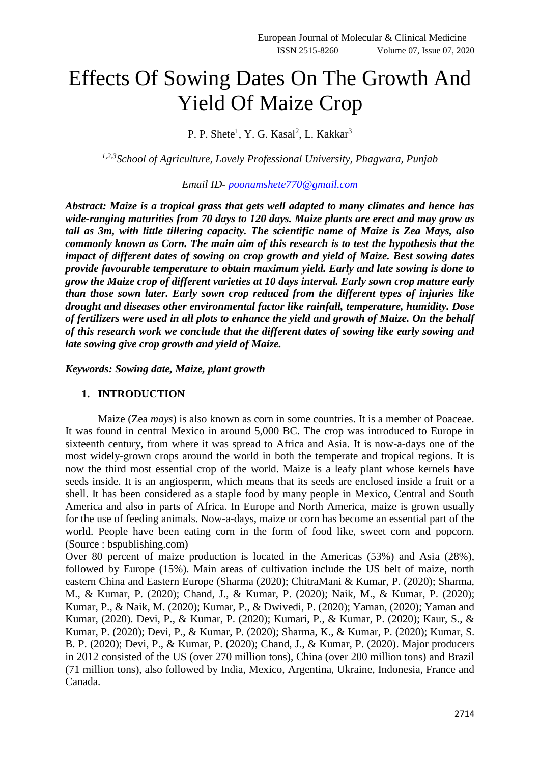# Effects Of Sowing Dates On The Growth And Yield Of Maize Crop

P. P. Shete[1], Y. G. Kasal[2], L. Kakkar[3]

*[1,2,3]School of Agriculture, Lovely Professional University, Phagwara, Punjab*

*Email ID- poonamshete770@gmail.com*

***Abstract: Maize is a tropical grass that gets well adapted to many climates and hence has wide-ranging maturities from 70 days to 120 days. Maize plants are erect and may grow as tall as 3m, with little tillering capacity. The scientific name of Maize is Zea Mays, also commonly known as Corn. The main aim of this research is to test the hypothesis that the impact of different dates of sowing on crop growth and yield of Maize. Best sowing dates provide favourable temperature to obtain maximum yield. Early and late sowing is done to grow the Maize crop of different varieties at 10 days interval. Early sown crop mature early than those sown later. Early sown crop reduced from the different types of injuries like drought and diseases other environmental factor like rainfall, temperature, humidity. Dose of fertilizers were used in all plots to enhance the yield and growth of Maize. On the behalf of this research work we conclude that the different dates of sowing like early sowing and late sowing give crop growth and yield of Maize.***

***Keywords: Sowing date, Maize, plant growth***

## 1. INTRODUCTION

Maize (Zea *mays*) is also known as corn in some countries. It is a member of Poaceae. It was found in central Mexico in around 5,000 BC. The crop was introduced to Europe in sixteenth century, from where it was spread to Africa and Asia. It is now-a-days one of the most widely-grown crops around the world in both the temperate and tropical regions. It is now the third most essential crop of the world. Maize is a leafy plant whose kernels have seeds inside. It is an angiosperm, which means that its seeds are enclosed inside a fruit or a shell. It has been considered as a staple food by many people in Mexico, Central and South America and also in parts of Africa. In Europe and North America, maize is grown usually for the use of feeding animals. Now-a-days, maize or corn has become an essential part of the world. People have been eating corn in the form of food like, sweet corn and popcorn. (Source : bspublishing.com)

Over 80 percent of maize production is located in the Americas (53%) and Asia (28%), followed by Europe (15%). Main areas of cultivation include the US belt of maize, north eastern China and Eastern Europe (Sharma (2020); ChitraMani & Kumar, P. (2020); Sharma, M., & Kumar, P. (2020); Chand, J., & Kumar, P. (2020); Naik, M., & Kumar, P. (2020); Kumar, P., & Naik, M. (2020); Kumar, P., & Dwivedi, P. (2020); Yaman, (2020); Yaman and Kumar, (2020). Devi, P., & Kumar, P. (2020); Kumari, P., & Kumar, P. (2020); Kaur, S., & Kumar, P. (2020); Devi, P., & Kumar, P. (2020); Sharma, K., & Kumar, P. (2020); Kumar, S. B. P. (2020); Devi, P., & Kumar, P. (2020); Chand, J., & Kumar, P. (2020). Major producers in 2012 consisted of the US (over 270 million tons), China (over 200 million tons) and Brazil (71 million tons), also followed by India, Mexico, Argentina, Ukraine, Indonesia, France and Canada.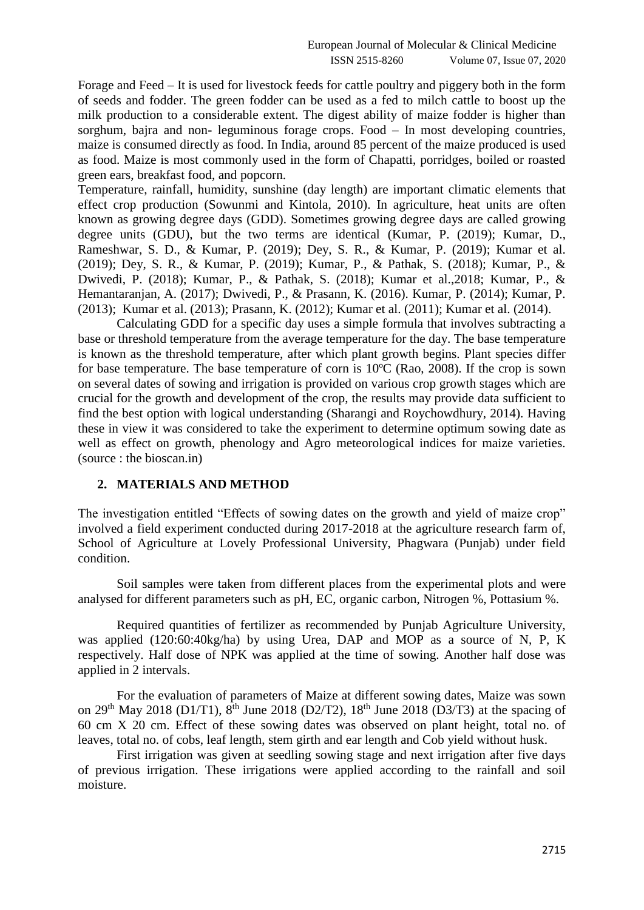Forage and Feed – It is used for livestock feeds for cattle poultry and piggery both in the form of seeds and fodder. The green fodder can be used as a fed to milch cattle to boost up the milk production to a considerable extent. The digest ability of maize fodder is higher than sorghum, bajra and non- leguminous forage crops. Food – In most developing countries, maize is consumed directly as food. In India, around 85 percent of the maize produced is used as food. Maize is most commonly used in the form of Chapatti, porridges, boiled or roasted green ears, breakfast food, and popcorn.

Temperature, rainfall, humidity, sunshine (day length) are important climatic elements that effect crop production (Sowunmi and Kintola, 2010). In agriculture, heat units are often known as growing degree days (GDD). Sometimes growing degree days are called growing degree units (GDU), but the two terms are identical (Kumar, P. (2019); Kumar, D., Rameshwar, S. D., & Kumar, P. (2019); Dey, S. R., & Kumar, P. (2019); Kumar et al. (2019); Dey, S. R., & Kumar, P. (2019); Kumar, P., & Pathak, S. (2018); Kumar, P., & Dwivedi, P. (2018); Kumar, P., & Pathak, S. (2018); Kumar et al.,2018; Kumar, P., & Hemantaranjan, A. (2017); Dwivedi, P., & Prasann, K. (2016). Kumar, P. (2014); Kumar, P. (2013); Kumar et al. (2013); Prasann, K. (2012); Kumar et al. (2011); Kumar et al. (2014).

Calculating GDD for a specific day uses a simple formula that involves subtracting a base or threshold temperature from the average temperature for the day. The base temperature is known as the threshold temperature, after which plant growth begins. Plant species differ for base temperature. The base temperature of corn is 10ºC (Rao, 2008). If the crop is sown on several dates of sowing and irrigation is provided on various crop growth stages which are crucial for the growth and development of the crop, the results may provide data sufficient to find the best option with logical understanding (Sharangi and Roychowdhury, 2014). Having these in view it was considered to take the experiment to determine optimum sowing date as well as effect on growth, phenology and Agro meteorological indices for maize varieties. (source : the bioscan.in)

## 2. MATERIALS AND METHOD

The investigation entitled "Effects of sowing dates on the growth and yield of maize crop" involved a field experiment conducted during 2017-2018 at the agriculture research farm of, School of Agriculture at Lovely Professional University, Phagwara (Punjab) under field condition.

Soil samples were taken from different places from the experimental plots and were analysed for different parameters such as pH, EC, organic carbon, Nitrogen %, Pottasium %.

Required quantities of fertilizer as recommended by Punjab Agriculture University, was applied (120:60:40kg/ha) by using Urea, DAP and MOP as a source of N, P, K respectively. Half dose of NPK was applied at the time of sowing. Another half dose was applied in 2 intervals.

For the evaluation of parameters of Maize at different sowing dates, Maize was sown on 29th May 2018 (D1/T1), 8th June 2018 (D2/T2), 18th June 2018 (D3/T3) at the spacing of 60 cm X 20 cm. Effect of these sowing dates was observed on plant height, total no. of leaves, total no. of cobs, leaf length, stem girth and ear length and Cob yield without husk.

First irrigation was given at seedling sowing stage and next irrigation after five days of previous irrigation. These irrigations were applied according to the rainfall and soil moisture.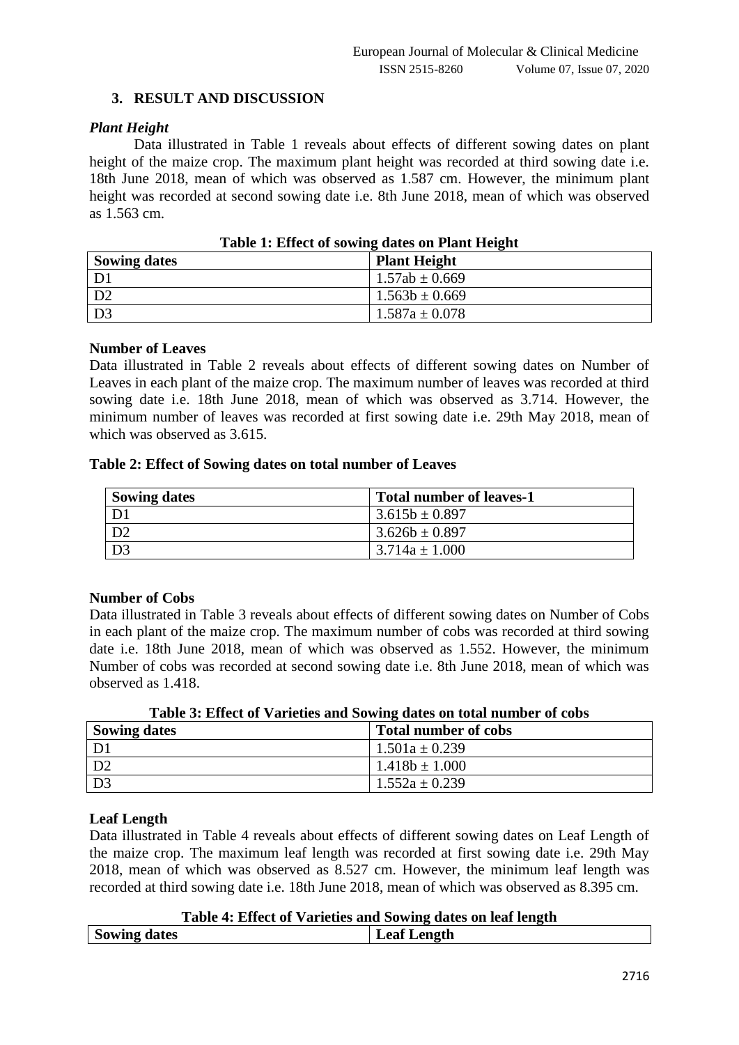## 3. RESULT AND DISCUSSION

### *Plant Height*

Data illustrated in Table 1 reveals about effects of different sowing dates on plant height of the maize crop. The maximum plant height was recorded at third sowing date i.e. 18th June 2018, mean of which was observed as 1.587 cm. However, the minimum plant height was recorded at second sowing date i.e. 8th June 2018, mean of which was observed as 1.563 cm.

**Table 1: Effect of sowing dates on Plant Height**

| Sowing dates | Plant Height |
|---|---|
| D1 | 1.57ab ± 0.669 |
| D2 | 1.563b ± 0.669 |
| D3 | 1.587a ± 0.078 |

### Number of Leaves

Data illustrated in Table 2 reveals about effects of different sowing dates on Number of Leaves in each plant of the maize crop. The maximum number of leaves was recorded at third sowing date i.e. 18th June 2018, mean of which was observed as 3.714. However, the minimum number of leaves was recorded at first sowing date i.e. 29th May 2018, mean of which was observed as 3.615.

**Table 2: Effect of Sowing dates on total number of Leaves**

| Sowing dates | Total number of leaves-1 |
|---|---|
| D1 | 3.615b ± 0.897 |
| D2 | 3.626b ± 0.897 |
| D3 | 3.714a ± 1.000 |

### Number of Cobs

Data illustrated in Table 3 reveals about effects of different sowing dates on Number of Cobs in each plant of the maize crop. The maximum number of cobs was recorded at third sowing date i.e. 18th June 2018, mean of which was observed as 1.552. However, the minimum Number of cobs was recorded at second sowing date i.e. 8th June 2018, mean of which was observed as 1.418.

**Table 3: Effect of Varieties and Sowing dates on total number of cobs**

| Sowing dates | Total number of cobs |
|---|---|
| D1 | 1.501a ± 0.239 |
| D2 | 1.418b ± 1.000 |
| D3 | 1.552a ± 0.239 |

### Leaf Length

Data illustrated in Table 4 reveals about effects of different sowing dates on Leaf Length of the maize crop. The maximum leaf length was recorded at first sowing date i.e. 29th May 2018, mean of which was observed as 8.527 cm. However, the minimum leaf length was recorded at third sowing date i.e. 18th June 2018, mean of which was observed as 8.395 cm.

**Table 4: Effect of Varieties and Sowing dates on leaf length**

| Sowing dates | Leaf Length |
|---|---|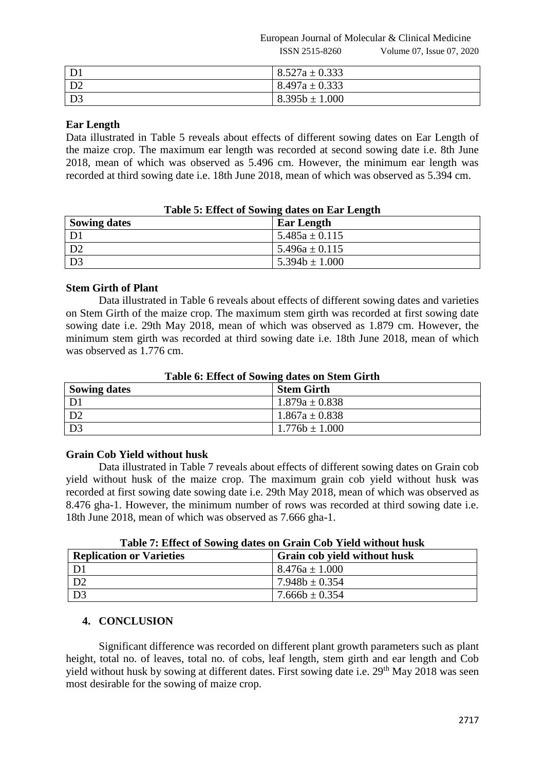| D1 | 8.527a ± 0.333 |
|---|---|
| D2 | 8.497a ± 0.333 |
| D3 | 8.395b ± 1.000 |

**Ear Length**

Data illustrated in Table 5 reveals about effects of different sowing dates on Ear Length of the maize crop. The maximum ear length was recorded at second sowing date i.e. 8th June 2018, mean of which was observed as 5.496 cm. However, the minimum ear length was recorded at third sowing date i.e. 18th June 2018, mean of which was observed as 5.394 cm.

**Table 5: Effect of Sowing dates on Ear Length**

| Sowing dates | Ear Length |
|---|---|
| D1 | 5.485a ± 0.115 |
| D2 | 5.496a ± 0.115 |
| D3 | 5.394b ± 1.000 |

**Stem Girth of Plant**

Data illustrated in Table 6 reveals about effects of different sowing dates and varieties on Stem Girth of the maize crop. The maximum stem girth was recorded at first sowing date sowing date i.e. 29th May 2018, mean of which was observed as 1.879 cm. However, the minimum stem girth was recorded at third sowing date i.e. 18th June 2018, mean of which was observed as 1.776 cm.

**Table 6: Effect of Sowing dates on Stem Girth**

| Sowing dates | Stem Girth |
|---|---|
| D1 | 1.879a ± 0.838 |
| D2 | 1.867a ± 0.838 |
| D3 | 1.776b ± 1.000 |

**Grain Cob Yield without husk**

Data illustrated in Table 7 reveals about effects of different sowing dates on Grain cob yield without husk of the maize crop. The maximum grain cob yield without husk was recorded at first sowing date sowing date i.e. 29th May 2018, mean of which was observed as 8.476 gha-1. However, the minimum number of rows was recorded at third sowing date i.e. 18th June 2018, mean of which was observed as 7.666 gha-1.

**Table 7: Effect of Sowing dates on Grain Cob Yield without husk**

| Replication or Varieties | Grain cob yield without husk |
|---|---|
| D1 | 8.476a ± 1.000 |
| D2 | 7.948b ± 0.354 |
| D3 | 7.666b ± 0.354 |

## 4. CONCLUSION

Significant difference was recorded on different plant growth parameters such as plant height, total no. of leaves, total no. of cobs, leaf length, stem girth and ear length and Cob yield without husk by sowing at different dates. First sowing date i.e. 29th May 2018 was seen most desirable for the sowing of maize crop.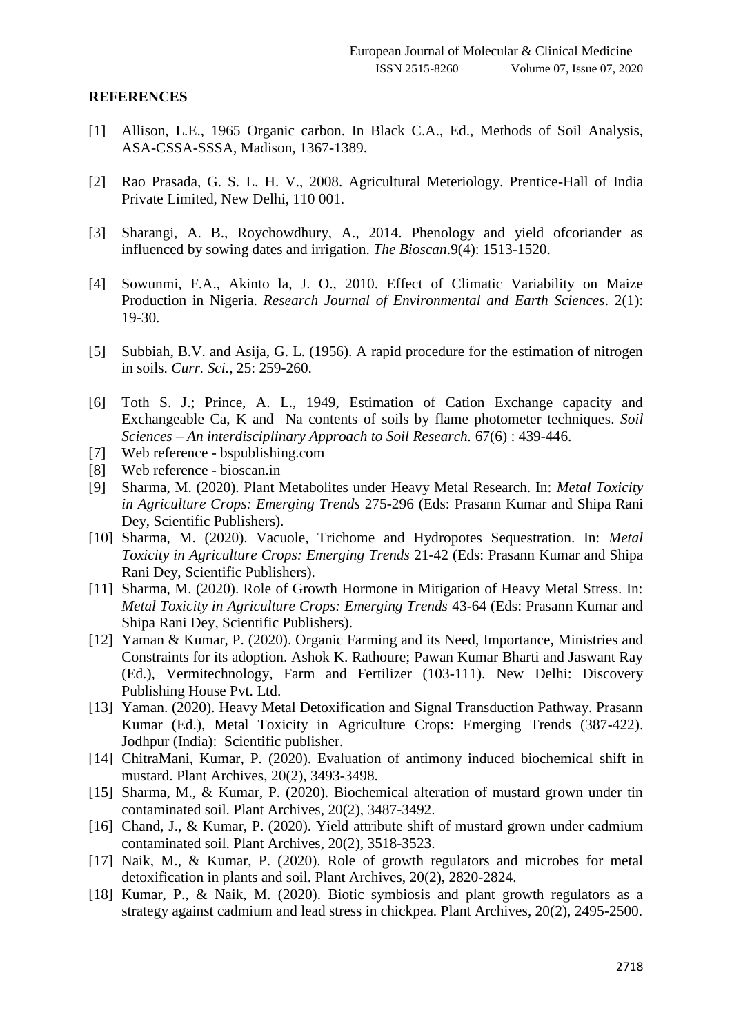## REFERENCES

[1] Allison, L.E., 1965 Organic carbon. In Black C.A., Ed., Methods of Soil Analysis, ASA-CSSA-SSSA, Madison, 1367-1389.

[2] Rao Prasada, G. S. L. H. V., 2008. Agricultural Meteriology. Prentice-Hall of India Private Limited, New Delhi, 110 001.

[3] Sharangi, A. B., Roychowdhury, A., 2014. Phenology and yield ofcoriander as influenced by sowing dates and irrigation. *The Bioscan*.9(4): 1513-1520.

[4] Sowunmi, F.A., Akinto la, J. O., 2010. Effect of Climatic Variability on Maize Production in Nigeria. *Research Journal of Environmental and Earth Sciences*. 2(1): 19-30.

[5] Subbiah, B.V. and Asija, G. L. (1956). A rapid procedure for the estimation of nitrogen in soils. *Curr. Sci.*, 25: 259-260.

[6] Toth S. J.; Prince, A. L., 1949, Estimation of Cation Exchange capacity and Exchangeable Ca, K and Na contents of soils by flame photometer techniques. *Soil Sciences – An interdisciplinary Approach to Soil Research.* 67(6) : 439-446.

[7] Web reference - bspublishing.com

[8] Web reference - bioscan.in

[9] Sharma, M. (2020). Plant Metabolites under Heavy Metal Research. In: *Metal Toxicity in Agriculture Crops: Emerging Trends* 275-296 (Eds: Prasann Kumar and Shipa Rani Dey, Scientific Publishers).

[10] Sharma, M. (2020). Vacuole, Trichome and Hydropotes Sequestration. In: *Metal Toxicity in Agriculture Crops: Emerging Trends* 21-42 (Eds: Prasann Kumar and Shipa Rani Dey, Scientific Publishers).

[11] Sharma, M. (2020). Role of Growth Hormone in Mitigation of Heavy Metal Stress. In: *Metal Toxicity in Agriculture Crops: Emerging Trends* 43-64 (Eds: Prasann Kumar and Shipa Rani Dey, Scientific Publishers).

[12] Yaman & Kumar, P. (2020). Organic Farming and its Need, Importance, Ministries and Constraints for its adoption. Ashok K. Rathoure; Pawan Kumar Bharti and Jaswant Ray (Ed.), Vermitechnology, Farm and Fertilizer (103-111). New Delhi: Discovery Publishing House Pvt. Ltd.

[13] Yaman. (2020). Heavy Metal Detoxification and Signal Transduction Pathway. Prasann Kumar (Ed.), Metal Toxicity in Agriculture Crops: Emerging Trends (387-422). Jodhpur (India): Scientific publisher.

[14] ChitraMani, Kumar, P. (2020). Evaluation of antimony induced biochemical shift in mustard. Plant Archives, 20(2), 3493-3498.

[15] Sharma, M., & Kumar, P. (2020). Biochemical alteration of mustard grown under tin contaminated soil. Plant Archives, 20(2), 3487-3492.

[16] Chand, J., & Kumar, P. (2020). Yield attribute shift of mustard grown under cadmium contaminated soil. Plant Archives, 20(2), 3518-3523.

[17] Naik, M., & Kumar, P. (2020). Role of growth regulators and microbes for metal detoxification in plants and soil. Plant Archives, 20(2), 2820-2824.

[18] Kumar, P., & Naik, M. (2020). Biotic symbiosis and plant growth regulators as a strategy against cadmium and lead stress in chickpea. Plant Archives, 20(2), 2495-2500.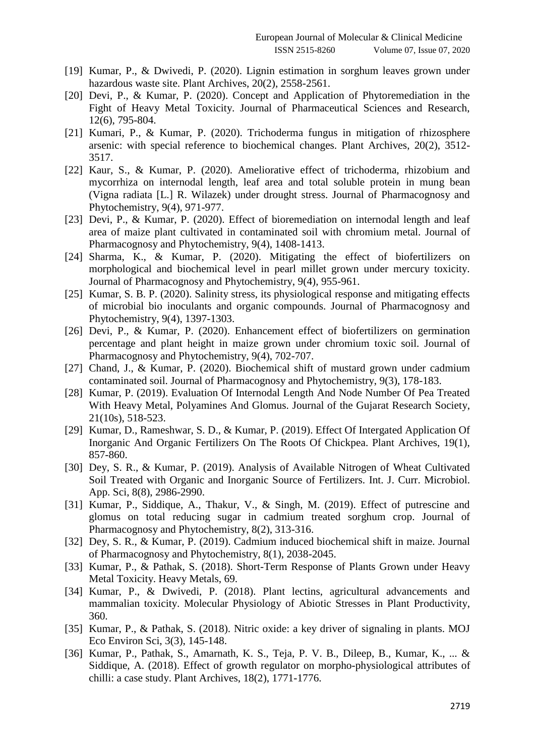[19] Kumar, P., & Dwivedi, P. (2020). Lignin estimation in sorghum leaves grown under hazardous waste site. Plant Archives, 20(2), 2558-2561.

[20] Devi, P., & Kumar, P. (2020). Concept and Application of Phytoremediation in the Fight of Heavy Metal Toxicity. Journal of Pharmaceutical Sciences and Research, 12(6), 795-804.

[21] Kumari, P., & Kumar, P. (2020). Trichoderma fungus in mitigation of rhizosphere arsenic: with special reference to biochemical changes. Plant Archives, 20(2), 3512-3517.

[22] Kaur, S., & Kumar, P. (2020). Ameliorative effect of trichoderma, rhizobium and mycorrhiza on internodal length, leaf area and total soluble protein in mung bean (Vigna radiata [L.] R. Wilazek) under drought stress. Journal of Pharmacognosy and Phytochemistry, 9(4), 971-977.

[23] Devi, P., & Kumar, P. (2020). Effect of bioremediation on internodal length and leaf area of maize plant cultivated in contaminated soil with chromium metal. Journal of Pharmacognosy and Phytochemistry, 9(4), 1408-1413.

[24] Sharma, K., & Kumar, P. (2020). Mitigating the effect of biofertilizers on morphological and biochemical level in pearl millet grown under mercury toxicity. Journal of Pharmacognosy and Phytochemistry, 9(4), 955-961.

[25] Kumar, S. B. P. (2020). Salinity stress, its physiological response and mitigating effects of microbial bio inoculants and organic compounds. Journal of Pharmacognosy and Phytochemistry, 9(4), 1397-1303.

[26] Devi, P., & Kumar, P. (2020). Enhancement effect of biofertilizers on germination percentage and plant height in maize grown under chromium toxic soil. Journal of Pharmacognosy and Phytochemistry, 9(4), 702-707.

[27] Chand, J., & Kumar, P. (2020). Biochemical shift of mustard grown under cadmium contaminated soil. Journal of Pharmacognosy and Phytochemistry, 9(3), 178-183.

[28] Kumar, P. (2019). Evaluation Of Internodal Length And Node Number Of Pea Treated With Heavy Metal, Polyamines And Glomus. Journal of the Gujarat Research Society, 21(10s), 518-523.

[29] Kumar, D., Rameshwar, S. D., & Kumar, P. (2019). Effect Of Intergated Application Of Inorganic And Organic Fertilizers On The Roots Of Chickpea. Plant Archives, 19(1), 857-860.

[30] Dey, S. R., & Kumar, P. (2019). Analysis of Available Nitrogen of Wheat Cultivated Soil Treated with Organic and Inorganic Source of Fertilizers. Int. J. Curr. Microbiol. App. Sci, 8(8), 2986-2990.

[31] Kumar, P., Siddique, A., Thakur, V., & Singh, M. (2019). Effect of putrescine and glomus on total reducing sugar in cadmium treated sorghum crop. Journal of Pharmacognosy and Phytochemistry, 8(2), 313-316.

[32] Dey, S. R., & Kumar, P. (2019). Cadmium induced biochemical shift in maize. Journal of Pharmacognosy and Phytochemistry, 8(1), 2038-2045.

[33] Kumar, P., & Pathak, S. (2018). Short-Term Response of Plants Grown under Heavy Metal Toxicity. Heavy Metals, 69.

[34] Kumar, P., & Dwivedi, P. (2018). Plant lectins, agricultural advancements and mammalian toxicity. Molecular Physiology of Abiotic Stresses in Plant Productivity, 360.

[35] Kumar, P., & Pathak, S. (2018). Nitric oxide: a key driver of signaling in plants. MOJ Eco Environ Sci, 3(3), 145-148.

[36] Kumar, P., Pathak, S., Amarnath, K. S., Teja, P. V. B., Dileep, B., Kumar, K., ... & Siddique, A. (2018). Effect of growth regulator on morpho-physiological attributes of chilli: a case study. Plant Archives, 18(2), 1771-1776.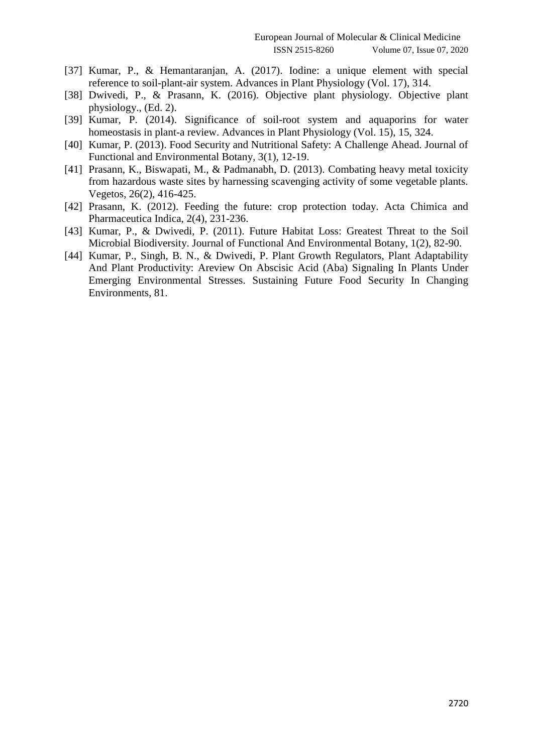[37] Kumar, P., & Hemantaranjan, A. (2017). Iodine: a unique element with special reference to soil-plant-air system. Advances in Plant Physiology (Vol. 17), 314.

[38] Dwivedi, P., & Prasann, K. (2016). Objective plant physiology. Objective plant physiology., (Ed. 2).

[39] Kumar, P. (2014). Significance of soil-root system and aquaporins for water homeostasis in plant-a review. Advances in Plant Physiology (Vol. 15), 15, 324.

[40] Kumar, P. (2013). Food Security and Nutritional Safety: A Challenge Ahead. Journal of Functional and Environmental Botany, 3(1), 12-19.

[41] Prasann, K., Biswapati, M., & Padmanabh, D. (2013). Combating heavy metal toxicity from hazardous waste sites by harnessing scavenging activity of some vegetable plants. Vegetos, 26(2), 416-425.

[42] Prasann, K. (2012). Feeding the future: crop protection today. Acta Chimica and Pharmaceutica Indica, 2(4), 231-236.

[43] Kumar, P., & Dwivedi, P. (2011). Future Habitat Loss: Greatest Threat to the Soil Microbial Biodiversity. Journal of Functional And Environmental Botany, 1(2), 82-90.

[44] Kumar, P., Singh, B. N., & Dwivedi, P. Plant Growth Regulators, Plant Adaptability And Plant Productivity: Areview On Abscisic Acid (Aba) Signaling In Plants Under Emerging Environmental Stresses. Sustaining Future Food Security In Changing Environments, 81.